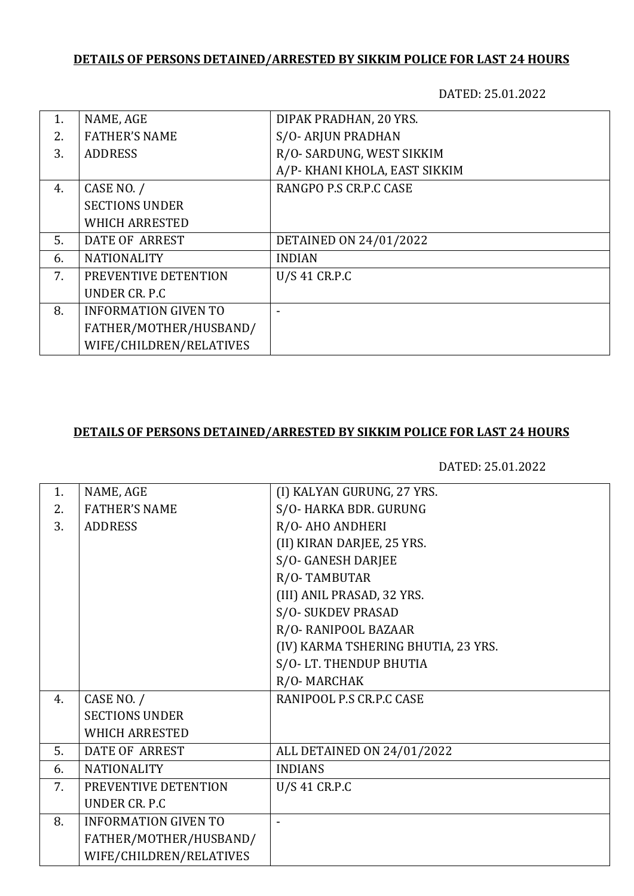**DETAILS OF PERSONS DETAINED/ARRESTED BY SIKKIM POLICE FOR LAST 24 HOURS**

DATED: 25.01.2022

| | | |
|---|---|---|
| 1.<br>2.<br>3. | NAME, AGE<br>FATHER'S NAME<br>ADDRESS | DIPAK PRADHAN, 20 YRS.<br>S/O- ARJUN PRADHAN<br>R/O- SARDUNG, WEST SIKKIM<br>A/P- KHANI KHOLA, EAST SIKKIM |
| 4. | CASE NO. /<br>SECTIONS UNDER<br>WHICH ARRESTED | RANGPO P.S CR.P.C CASE |
| 5. | DATE OF ARREST | DETAINED ON 24/01/2022 |
| 6. | NATIONALITY | INDIAN |
| 7. | PREVENTIVE DETENTION<br>UNDER CR. P.C | U/S 41 CR.P.C |
| 8. | INFORMATION GIVEN TO<br>FATHER/MOTHER/HUSBAND/<br>WIFE/CHILDREN/RELATIVES | - |

**DETAILS OF PERSONS DETAINED/ARRESTED BY SIKKIM POLICE FOR LAST 24 HOURS**

DATED: 25.01.2022

| | | |
|---|---|---|
| 1.<br>2.<br>3. | NAME, AGE<br>FATHER'S NAME<br>ADDRESS | (I) KALYAN GURUNG, 27 YRS.<br>S/O- HARKA BDR. GURUNG<br>R/O- AHO ANDHERI<br>(II) KIRAN DARJEE, 25 YRS.<br>S/O- GANESH DARJEE<br>R/O- TAMBUTAR<br>(III) ANIL PRASAD, 32 YRS.<br>S/O- SUKDEV PRASAD<br>R/O- RANIPOOL BAZAAR<br>(IV) KARMA TSHERING BHUTIA, 23 YRS.<br>S/O- LT. THENDUP BHUTIA<br>R/O- MARCHAK |
| 4. | CASE NO. /<br>SECTIONS UNDER<br>WHICH ARRESTED | RANIPOOL P.S CR.P.C CASE |
| 5. | DATE OF ARREST | ALL DETAINED ON 24/01/2022 |
| 6. | NATIONALITY | INDIANS |
| 7. | PREVENTIVE DETENTION<br>UNDER CR. P.C | U/S 41 CR.P.C |
| 8. | INFORMATION GIVEN TO<br>FATHER/MOTHER/HUSBAND/<br>WIFE/CHILDREN/RELATIVES | - |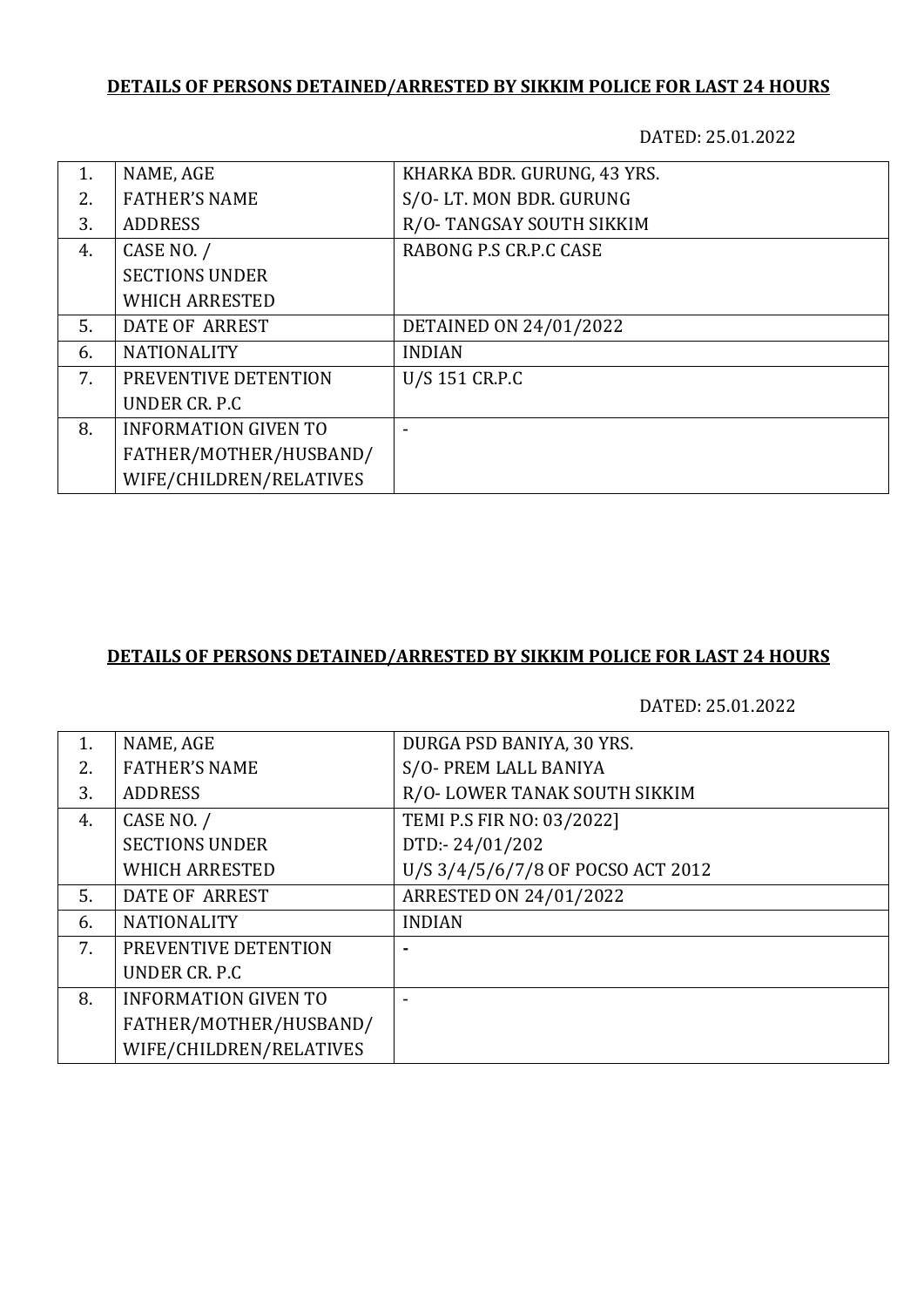**DETAILS OF PERSONS DETAINED/ARRESTED BY SIKKIM POLICE FOR LAST 24 HOURS**

DATED: 25.01.2022

| | | |
|---|---|---|
| 1. | NAME, AGE | KHARKA BDR. GURUNG, 43 YRS. |
| 2. | FATHER'S NAME | S/O- LT. MON BDR. GURUNG |
| 3. | ADDRESS | R/O- TANGSAY SOUTH SIKKIM |
| 4. | CASE NO. / SECTIONS UNDER WHICH ARRESTED | RABONG P.S CR.P.C CASE |
| 5. | DATE OF ARREST | DETAINED ON 24/01/2022 |
| 6. | NATIONALITY | INDIAN |
| 7. | PREVENTIVE DETENTION UNDER CR. P.C | U/S 151 CR.P.C |
| 8. | INFORMATION GIVEN TO FATHER/MOTHER/HUSBAND/ WIFE/CHILDREN/RELATIVES | - |

**DETAILS OF PERSONS DETAINED/ARRESTED BY SIKKIM POLICE FOR LAST 24 HOURS**

DATED: 25.01.2022

| | | |
|---|---|---|
| 1. | NAME, AGE | DURGA PSD BANIYA, 30 YRS. |
| 2. | FATHER'S NAME | S/O- PREM LALL BANIYA |
| 3. | ADDRESS | R/O- LOWER TANAK SOUTH SIKKIM |
| 4. | CASE NO. / SECTIONS UNDER WHICH ARRESTED | TEMI P.S FIR NO: 03/2022] DTD:- 24/01/202 U/S 3/4/5/6/7/8 OF POCSO ACT 2012 |
| 5. | DATE OF ARREST | ARRESTED ON 24/01/2022 |
| 6. | NATIONALITY | INDIAN |
| 7. | PREVENTIVE DETENTION UNDER CR. P.C | - |
| 8. | INFORMATION GIVEN TO FATHER/MOTHER/HUSBAND/ WIFE/CHILDREN/RELATIVES | - |